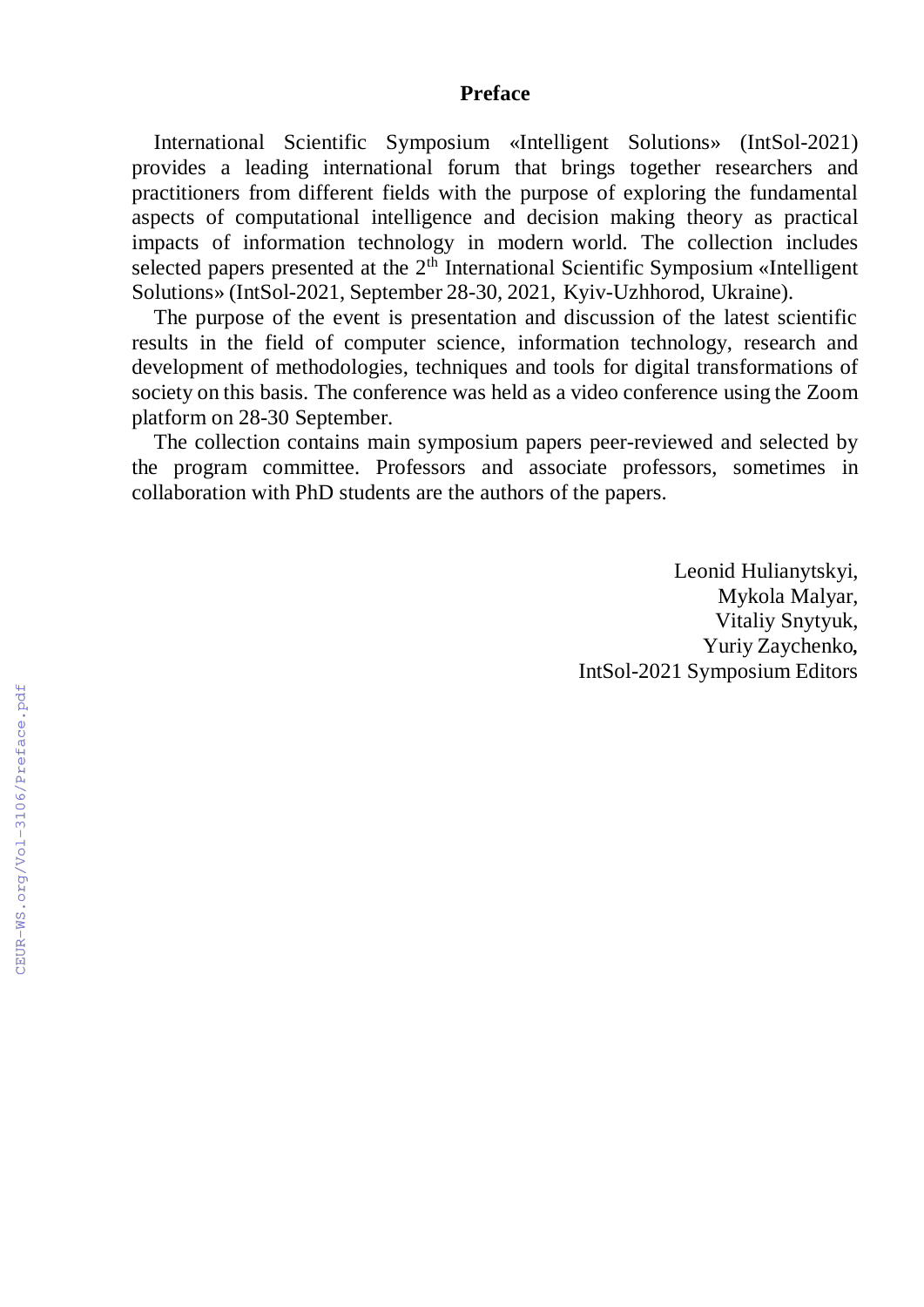# Preface

International Scientific Symposium «Intelligent Solutions» (IntSol-2021) provides a leading international forum that brings together researchers and practitioners from different fields with the purpose of exploring the fundamental aspects of computational intelligence and decision making theory as practical impacts of information technology in modern world. The collection includes selected papers presented at the 2th International Scientific Symposium «Intelligent Solutions» (IntSol-2021, September 28-30, 2021, Kyiv-Uzhhorod, Ukraine).

The purpose of the event is presentation and discussion of the latest scientific results in the field of computer science, information technology, research and development of methodologies, techniques and tools for digital transformations of society on this basis. The conference was held as a video conference using the Zoom platform on 28-30 September.

The collection contains main symposium papers peer-reviewed and selected by the program committee. Professors and associate professors, sometimes in collaboration with PhD students are the authors of the papers.

Leonid Hulianytskyi,
Mykola Malyar,
Vitaliy Snytyuk,
Yuriy Zaychenko,
IntSol-2021 Symposium Editors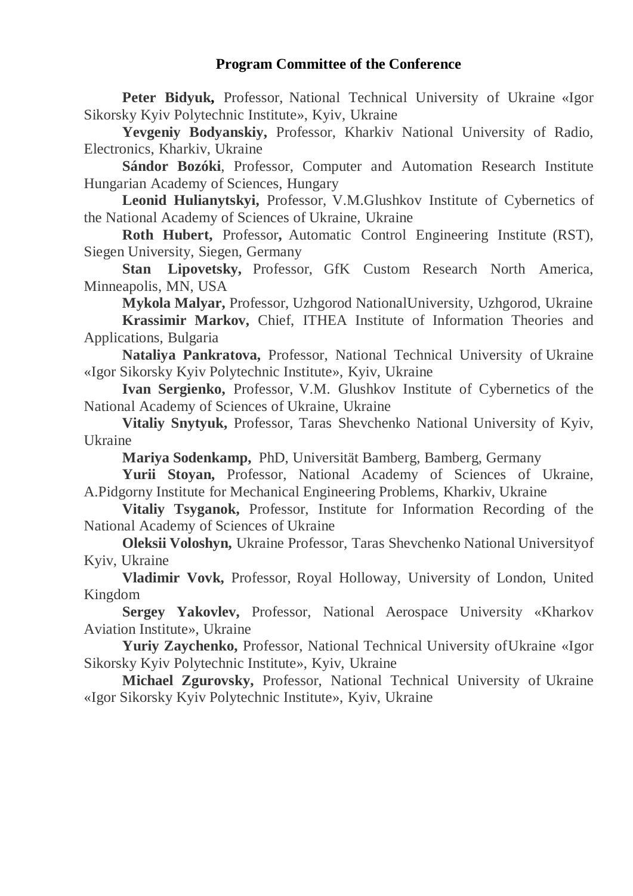## Program Committee of the Conference

**Peter Bidyuk,** Professor, National Technical University of Ukraine «Igor Sikorsky Kyiv Polytechnic Institute», Kyiv, Ukraine

**Yevgeniy Bodyanskiy,** Professor, Kharkiv National University of Radio, Electronics, Kharkiv, Ukraine

**Sándor Bozóki**, Professor, Computer and Automation Research Institute Hungarian Academy of Sciences, Hungary

**Leonid Hulianytskyi,** Professor, V.M.Glushkov Institute of Cybernetics of the National Academy of Sciences of Ukraine, Ukraine

**Roth Hubert,** Professor**,** Automatic Control Engineering Institute (RST), Siegen University, Siegen, Germany

**Stan Lipovetsky,** Professor, GfK Custom Research North America, Minneapolis, MN, USA

**Mykola Malyar,** Professor, Uzhgorod NationalUniversity, Uzhgorod, Ukraine

**Krassimir Markov,** Chief, ITHEA Institute of Information Theories and Applications, Bulgaria

**Nataliya Pankratova,** Professor, National Technical University of Ukraine «Igor Sikorsky Kyiv Polytechnic Institute», Kyiv, Ukraine

**Ivan Sergienko,** Professor, V.M. Glushkov Institute of Cybernetics of the National Academy of Sciences of Ukraine, Ukraine

**Vitaliy Snytyuk,** Professor, Taras Shevchenko National University of Kyiv, Ukraine

**Mariya Sodenkamp,** PhD, Universität Bamberg, Bamberg, Germany

**Yurii Stoyan,** Professor, National Academy of Sciences of Ukraine, A.Pidgorny Institute for Mechanical Engineering Problems, Kharkiv, Ukraine

**Vitaliy Tsyganok,** Professor, Institute for Information Recording of the National Academy of Sciences of Ukraine

**Oleksii Voloshyn,** Ukraine Professor, Taras Shevchenko National Universityof Kyiv, Ukraine

**Vladimir Vovk,** Professor, Royal Holloway, University of London, United Kingdom

**Sergey Yakovlev,** Professor, National Aerospace University «Kharkov Aviation Institute», Ukraine

**Yuriy Zaychenko,** Professor, National Technical University ofUkraine «Igor Sikorsky Kyiv Polytechnic Institute», Kyiv, Ukraine

**Michael Zgurovsky,** Professor, National Technical University of Ukraine «Igor Sikorsky Kyiv Polytechnic Institute», Kyiv, Ukraine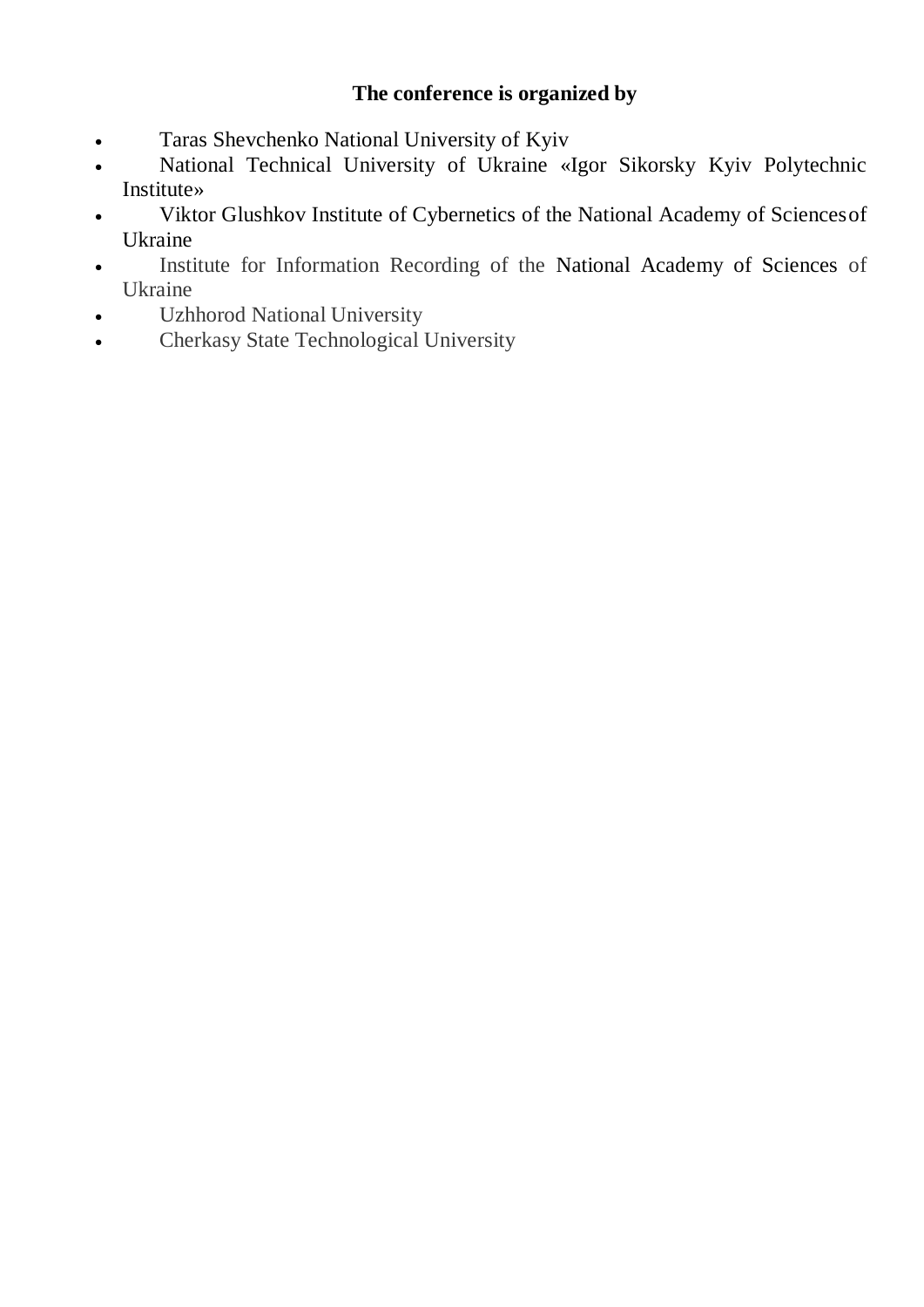**The conference is organized by**

- Taras Shevchenko National University of Kyiv
- National Technical University of Ukraine «Igor Sikorsky Kyiv Polytechnic Institute»
- Viktor Glushkov Institute of Cybernetics of the National Academy of Sciences of Ukraine
- Institute for Information Recording of the National Academy of Sciences of Ukraine
- Uzhhorod National University
- Cherkasy State Technological University